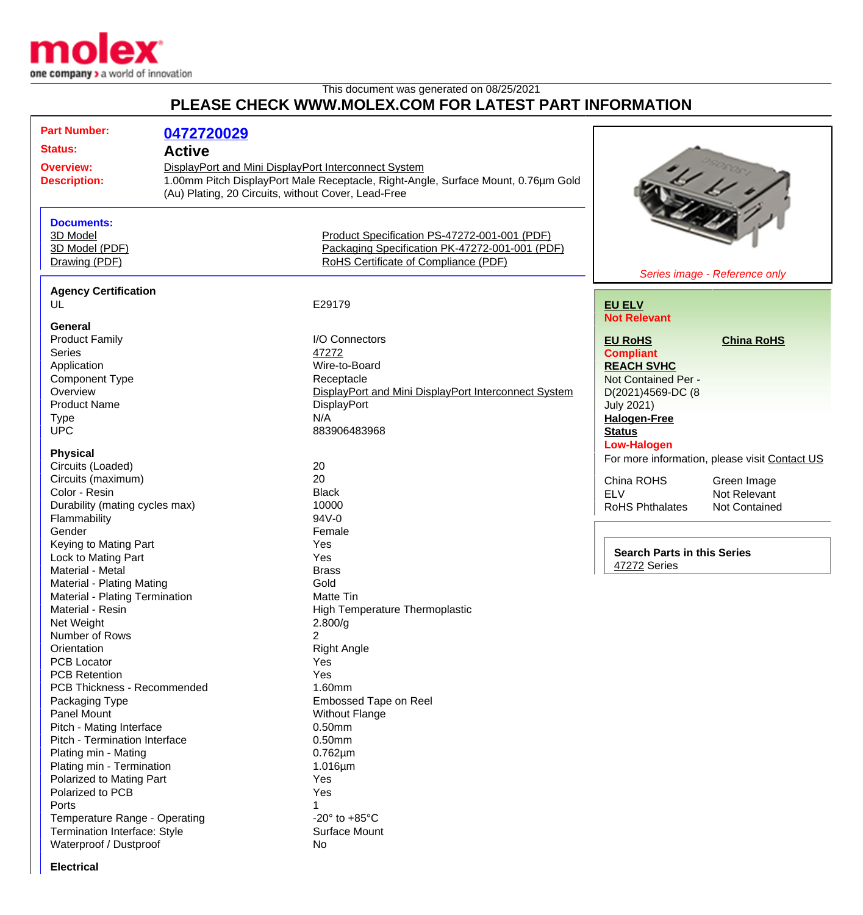This document was generated on 08/25/2021

# PLEASE CHECK WWW.MOLEX.COM FOR LATEST PART INFORMATION

| | |
|---|---|
| **Part Number:** | **0472720029** |
| **Status:** | **Active** |
| **Overview:** | DisplayPort and Mini DisplayPort Interconnect System |
| **Description:** | 1.00mm Pitch DisplayPort Male Receptacle, Right-Angle, Surface Mount, 0.76µm Gold (Au) Plating, 20 Circuits, without Cover, Lead-Free |

**Documents:**

| | |
|---|---|
| 3D Model | Product Specification PS-47272-001-001 (PDF) |
| 3D Model (PDF) | Packaging Specification PK-47272-001-001 (PDF) |
| Drawing (PDF) | RoHS Certificate of Compliance (PDF) |

*Series image - Reference only*

**EU ELV**
**Not Relevant**

**EU RoHS**
**Compliant**

**China RoHS**

**REACH SVHC**
Not Contained Per - D(2021)4569-DC (8 July 2021)

**Halogen-Free Status**
**Low-Halogen**

For more information, please visit Contact US

| | |
|---|---|
| China ROHS | Green Image |
| ELV | Not Relevant |
| RoHS Phthalates | Not Contained |

**Search Parts in this Series**
47272 Series

### Agency Certification

| | |
|---|---|
| UL | E29179 |

### General

| | |
|---|---|
| Product Family | I/O Connectors |
| Series | 47272 |
| Application | Wire-to-Board |
| Component Type | Receptacle |
| Overview | DisplayPort and Mini DisplayPort Interconnect System |
| Product Name | DisplayPort |
| Type | N/A |
| UPC | 883906483968 |

### Physical

| | |
|---|---|
| Circuits (Loaded) | 20 |
| Circuits (maximum) | 20 |
| Color - Resin | Black |
| Durability (mating cycles max) | 10000 |
| Flammability | 94V-0 |
| Gender | Female |
| Keying to Mating Part | Yes |
| Lock to Mating Part | Yes |
| Material - Metal | Brass |
| Material - Plating Mating | Gold |
| Material - Plating Termination | Matte Tin |
| Material - Resin | High Temperature Thermoplastic |
| Net Weight | 2.800/g |
| Number of Rows | 2 |
| Orientation | Right Angle |
| PCB Locator | Yes |
| PCB Retention | Yes |
| PCB Thickness - Recommended | 1.60mm |
| Packaging Type | Embossed Tape on Reel |
| Panel Mount | Without Flange |
| Pitch - Mating Interface | 0.50mm |
| Pitch - Termination Interface | 0.50mm |
| Plating min - Mating | 0.762µm |
| Plating min - Termination | 1.016µm |
| Polarized to Mating Part | Yes |
| Polarized to PCB | Yes |
| Ports | 1 |
| Temperature Range - Operating | -20° to +85°C |
| Termination Interface: Style | Surface Mount |
| Waterproof / Dustproof | No |

### Electrical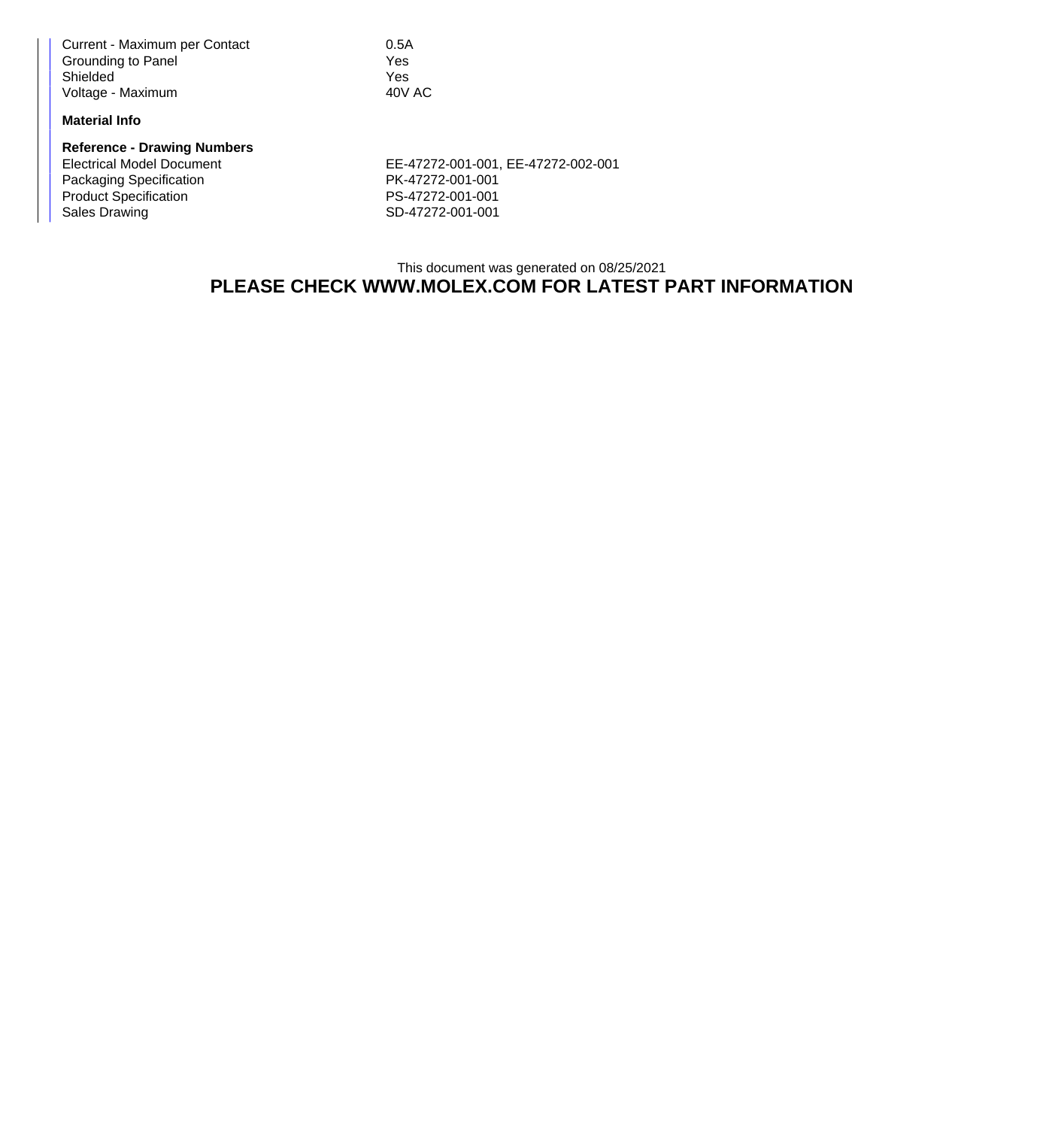| | |
|---|---|
| Current - Maximum per Contact | 0.5A |
| Grounding to Panel | Yes |
| Shielded | Yes |
| Voltage - Maximum | 40V AC |

**Material Info**

**Reference - Drawing Numbers**

| | |
|---|---|
| Electrical Model Document | EE-47272-001-001, EE-47272-002-001 |
| Packaging Specification | PK-47272-001-001 |
| Product Specification | PS-47272-001-001 |
| Sales Drawing | SD-47272-001-001 |

This document was generated on 08/25/2021

**PLEASE CHECK WWW.MOLEX.COM FOR LATEST PART INFORMATION**